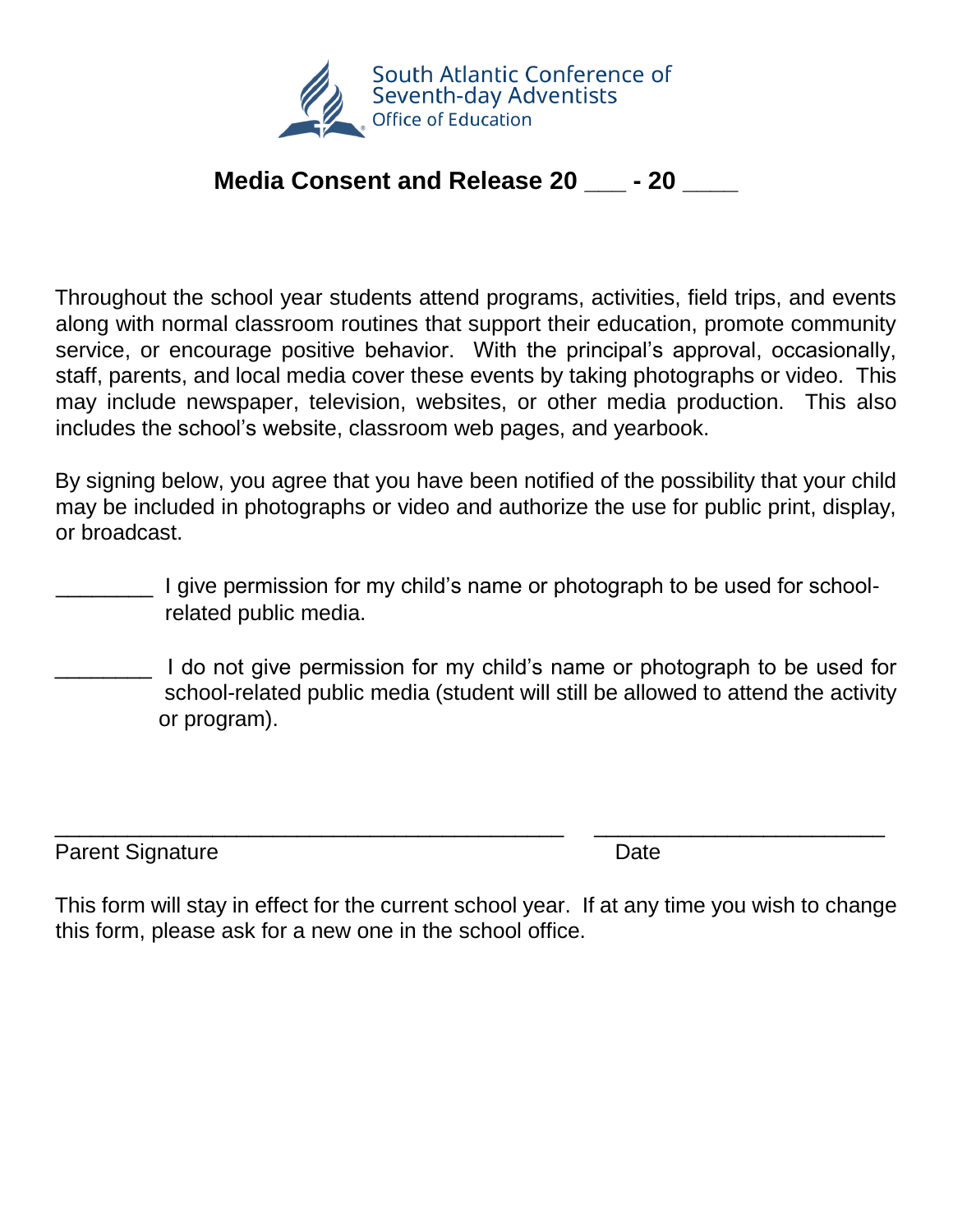South Atlantic Conference of
Seventh-day Adventists
Office of Education

# Media Consent and Release 20 ___ - 20 ____

Throughout the school year students attend programs, activities, field trips, and events along with normal classroom routines that support their education, promote community service, or encourage positive behavior. With the principal's approval, occasionally, staff, parents, and local media cover these events by taking photographs or video. This may include newspaper, television, websites, or other media production. This also includes the school's website, classroom web pages, and yearbook.

By signing below, you agree that you have been notified of the possibility that your child may be included in photographs or video and authorize the use for public print, display, or broadcast.

________ I give permission for my child's name or photograph to be used for school-related public media.

________ I do not give permission for my child's name or photograph to be used for school-related public media (student will still be allowed to attend the activity or program).

_________________________________________ ________________________

Parent Signature Date

This form will stay in effect for the current school year. If at any time you wish to change this form, please ask for a new one in the school office.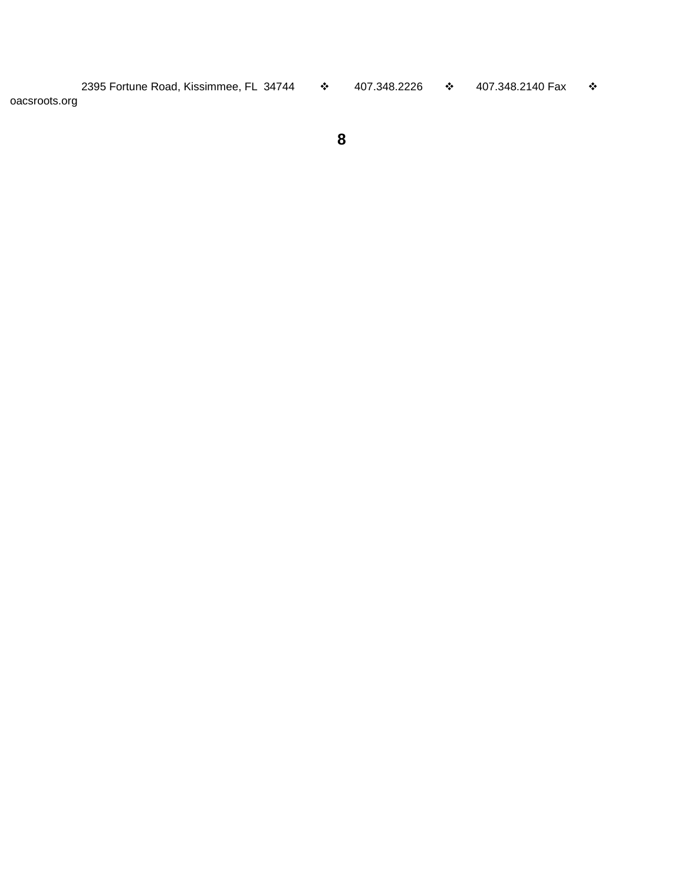2395 Fortune Road, Kissimmee, FL 34744 ❖ 407.348.2226 ❖ 407.348.2140 Fax ❖ oacsroots.org